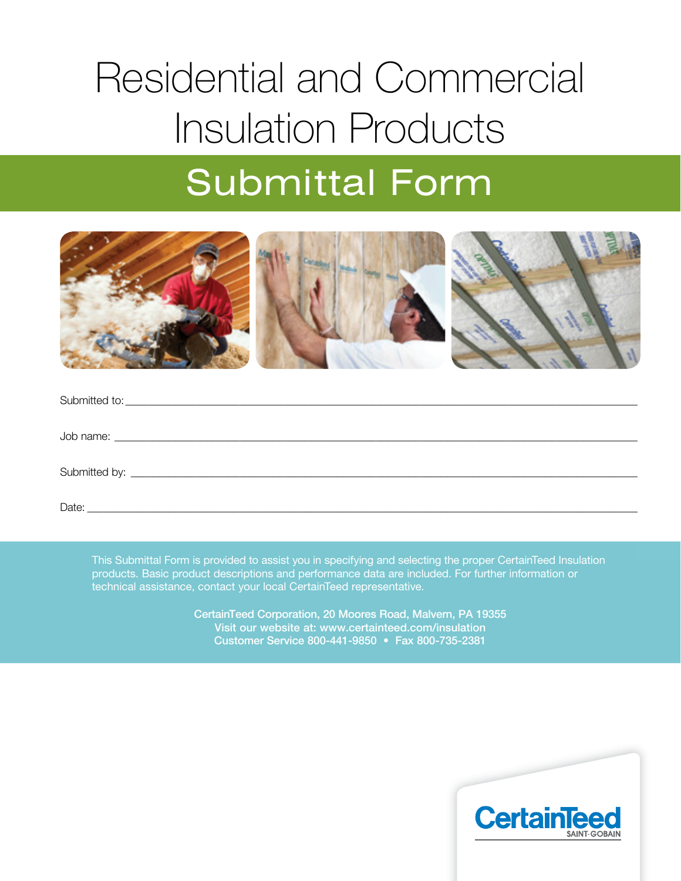# Residential and Commercial Insulation Products

## Submittal Form

Submitted to: ______________________________________________

Job name: ______________________________________________

Submitted by: ______________________________________________

Date: ______________________________________________

This Submittal Form is provided to assist you in specifying and selecting the proper CertainTeed Insulation products. Basic product descriptions and performance data are included. For further information or technical assistance, contact your local CertainTeed representative.

CertainTeed Corporation, 20 Moores Road, Malvern, PA 19355
Visit our website at: www.certainteed.com/insulation
Customer Service 800-441-9850 • Fax 800-735-2381

CertainTeed
SAINT-GOBAIN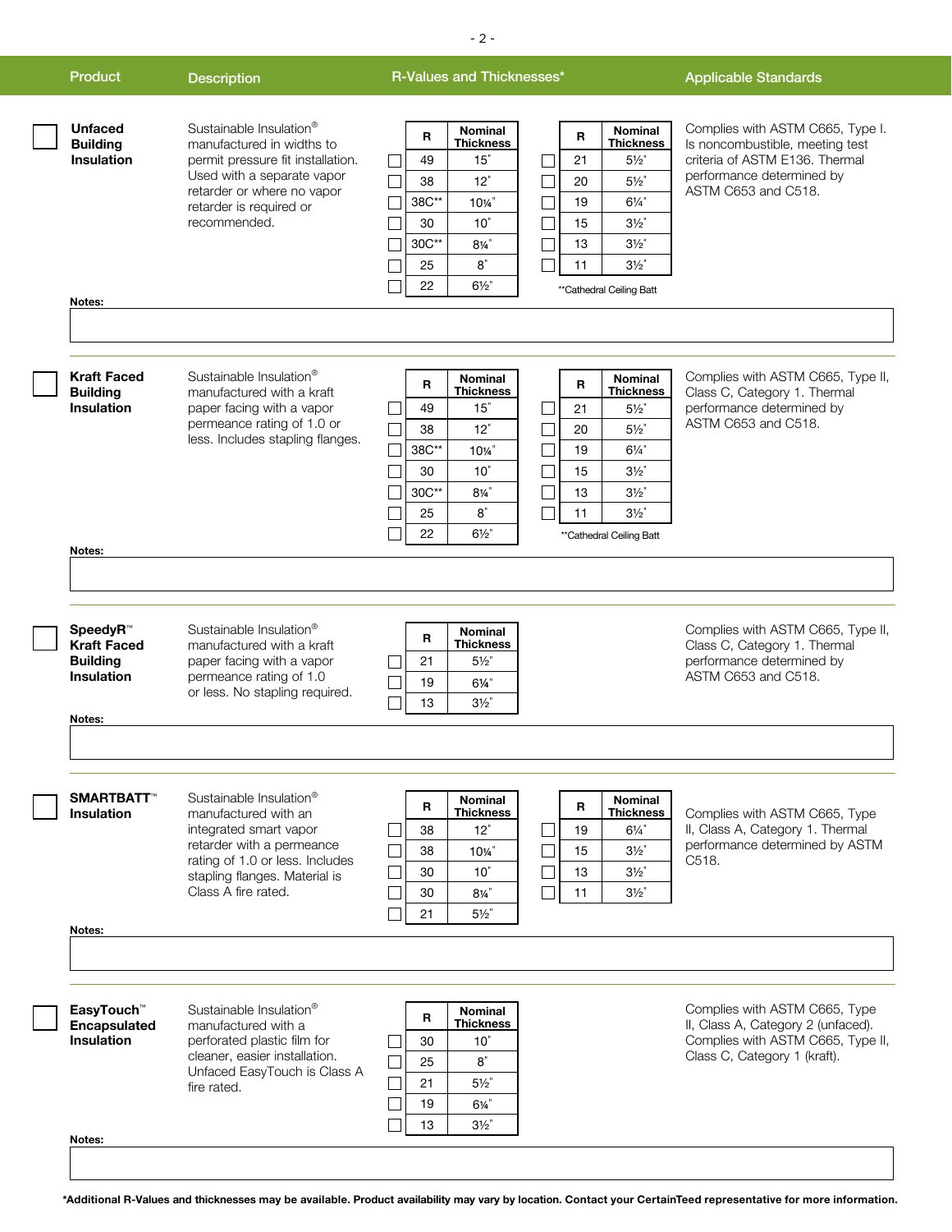| Product | Description | R-Values and Thicknesses* | Applicable Standards |
|---|---|---|---|

## Unfaced Building Insulation

Sustainable Insulation® manufactured in widths to permit pressure fit installation. Used with a separate vapor retarder or where no vapor retarder is required or recommended.

| R | Nominal Thickness |
|---|---|
| 49 | 15" |
| 38 | 12" |
| 38C** | 10¼" |
| 30 | 10" |
| 30C** | 8¼" |
| 25 | 8" |
| 22 | 6½" |

| R | Nominal Thickness |
|---|---|
| 21 | 5½" |
| 20 | 5½" |
| 19 | 6¼" |
| 15 | 3½" |
| 13 | 3½" |
| 11 | 3½" |

**Cathedral Ceiling Batt

Complies with ASTM C665, Type I. Is noncombustible, meeting test criteria of ASTM E136. Thermal performance determined by ASTM C653 and C518.

**Notes:**

## Kraft Faced Building Insulation

Sustainable Insulation® manufactured with a kraft paper facing with a vapor permeance rating of 1.0 or less. Includes stapling flanges.

| R | Nominal Thickness |
|---|---|
| 49 | 15" |
| 38 | 12" |
| 38C** | 10¼" |
| 30 | 10" |
| 30C** | 8¼" |
| 25 | 8" |
| 22 | 6½" |

| R | Nominal Thickness |
|---|---|
| 21 | 5½" |
| 20 | 5½" |
| 19 | 6¼" |
| 15 | 3½" |
| 13 | 3½" |
| 11 | 3½" |

**Cathedral Ceiling Batt

Complies with ASTM C665, Type II, Class C, Category 1. Thermal performance determined by ASTM C653 and C518.

**Notes:**

## SpeedyR™ Kraft Faced Building Insulation

Sustainable Insulation® manufactured with a kraft paper facing with a vapor permeance rating of 1.0 or less. No stapling required.

| R | Nominal Thickness |
|---|---|
| 21 | 5½" |
| 19 | 6¼" |
| 13 | 3½" |

Complies with ASTM C665, Type II, Class C, Category 1. Thermal performance determined by ASTM C653 and C518.

**Notes:**

## SMARTBATT™ Insulation

Sustainable Insulation® manufactured with an integrated smart vapor retarder with a permeance rating of 1.0 or less. Includes stapling flanges. Material is Class A fire rated.

| R | Nominal Thickness |
|---|---|
| 38 | 12" |
| 38 | 10¼" |
| 30 | 10" |
| 30 | 8¼" |
| 21 | 5½" |

| R | Nominal Thickness |
|---|---|
| 19 | 6¼" |
| 15 | 3½" |
| 13 | 3½" |
| 11 | 3½" |

Complies with ASTM C665, Type II, Class A, Category 1. Thermal performance determined by ASTM C518.

**Notes:**

## EasyTouch™ Encapsulated Insulation

Sustainable Insulation® manufactured with a perforated plastic film for cleaner, easier installation. Unfaced EasyTouch is Class A fire rated.

| R | Nominal Thickness |
|---|---|
| 30 | 10" |
| 25 | 8" |
| 21 | 5½" |
| 19 | 6¼" |
| 13 | 3½" |

Complies with ASTM C665, Type II, Class A, Category 2 (unfaced). Complies with ASTM C665, Type II, Class C, Category 1 (kraft).

**Notes:**

***Additional R-Values and thicknesses may be available. Product availability may vary by location. Contact your CertainTeed representative for more information.**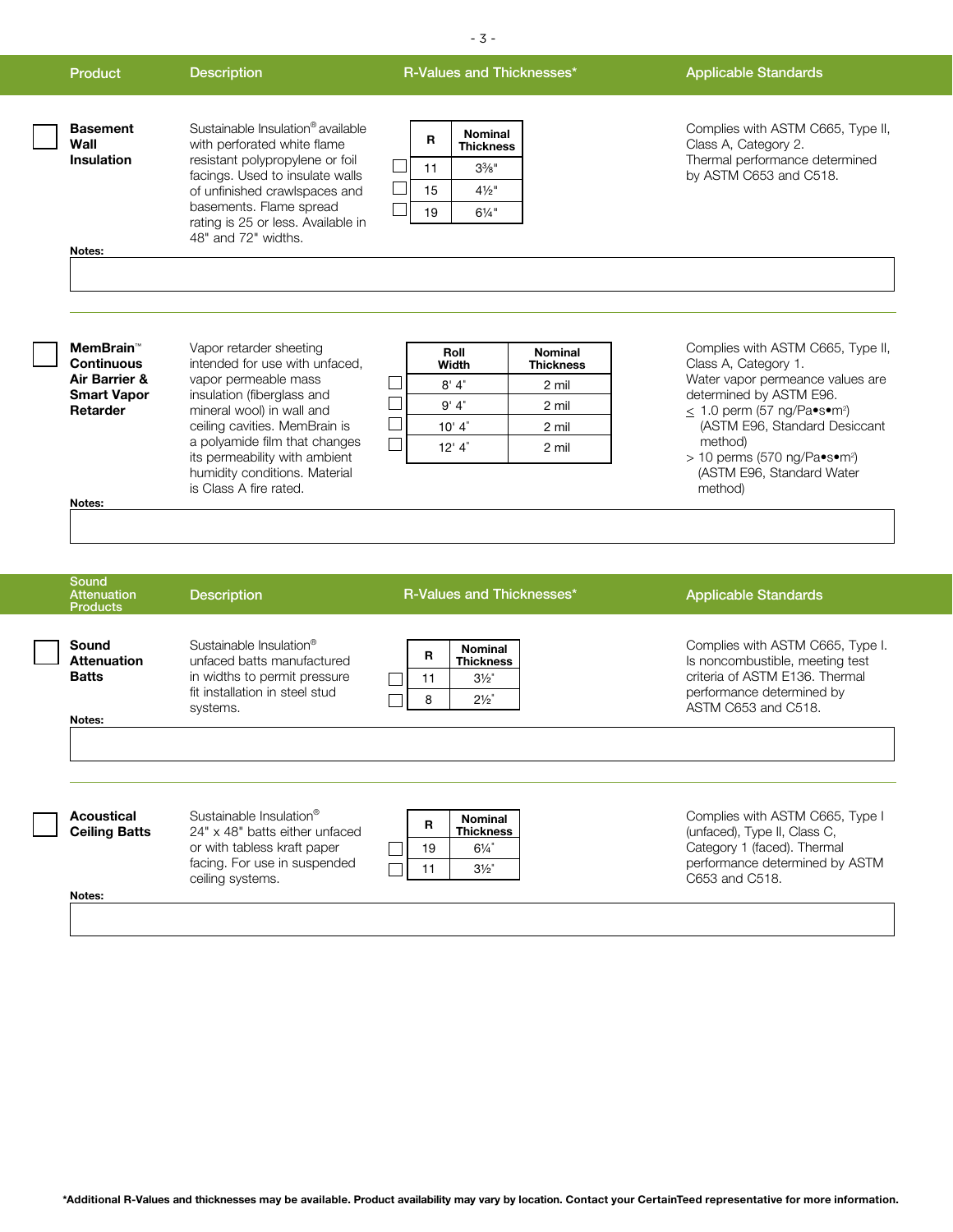| Product | Description | R-Values and Thicknesses* | Applicable Standards |
|---|---|---|---|

### Basement Wall Insulation

Sustainable Insulation® available with perforated white flame resistant polypropylene or foil facings. Used to insulate walls of unfinished crawlspaces and basements. Flame spread rating is 25 or less. Available in 48" and 72" widths.

| R | Nominal Thickness |
|---|---|
| 11 | 3⅜" |
| 15 | 4½" |
| 19 | 6¼" |

Complies with ASTM C665, Type II, Class A, Category 2.
Thermal performance determined by ASTM C653 and C518.

**Notes:**

---

### MemBrain™ Continuous Air Barrier & Smart Vapor Retarder

Vapor retarder sheeting intended for use with unfaced, vapor permeable mass insulation (fiberglass and mineral wool) in wall and ceiling cavities. MemBrain is a polyamide film that changes its permeability with ambient humidity conditions. Material is Class A fire rated.

| Roll Width | Nominal Thickness |
|---|---|
| 8' 4" | 2 mil |
| 9' 4" | 2 mil |
| 10' 4" | 2 mil |
| 12' 4" | 2 mil |

Complies with ASTM C665, Type II, Class A, Category 1.
Water vapor permeance values are determined by ASTM E96.
≤ 1.0 perm (57 ng/Pa•s•m²) (ASTM E96, Standard Desiccant method)
> 10 perms (570 ng/Pa•s•m²) (ASTM E96, Standard Water method)

**Notes:**

---

| Sound Attenuation Products | Description | R-Values and Thicknesses* | Applicable Standards |
|---|---|---|---|

### Sound Attenuation Batts

Sustainable Insulation® unfaced batts manufactured in widths to permit pressure fit installation in steel stud systems.

| R | Nominal Thickness |
|---|---|
| 11 | 3½" |
| 8 | 2½" |

Complies with ASTM C665, Type I. Is noncombustible, meeting test criteria of ASTM E136. Thermal performance determined by ASTM C653 and C518.

**Notes:**

---

### Acoustical Ceiling Batts

Sustainable Insulation® 24" x 48" batts either unfaced or with tabless kraft paper facing. For use in suspended ceiling systems.

| R | Nominal Thickness |
|---|---|
| 19 | 6¼" |
| 11 | 3½" |

Complies with ASTM C665, Type I (unfaced), Type II, Class C, Category 1 (faced). Thermal performance determined by ASTM C653 and C518.

**Notes:**

---

**\*Additional R-Values and thicknesses may be available. Product availability may vary by location. Contact your CertainTeed representative for more information.**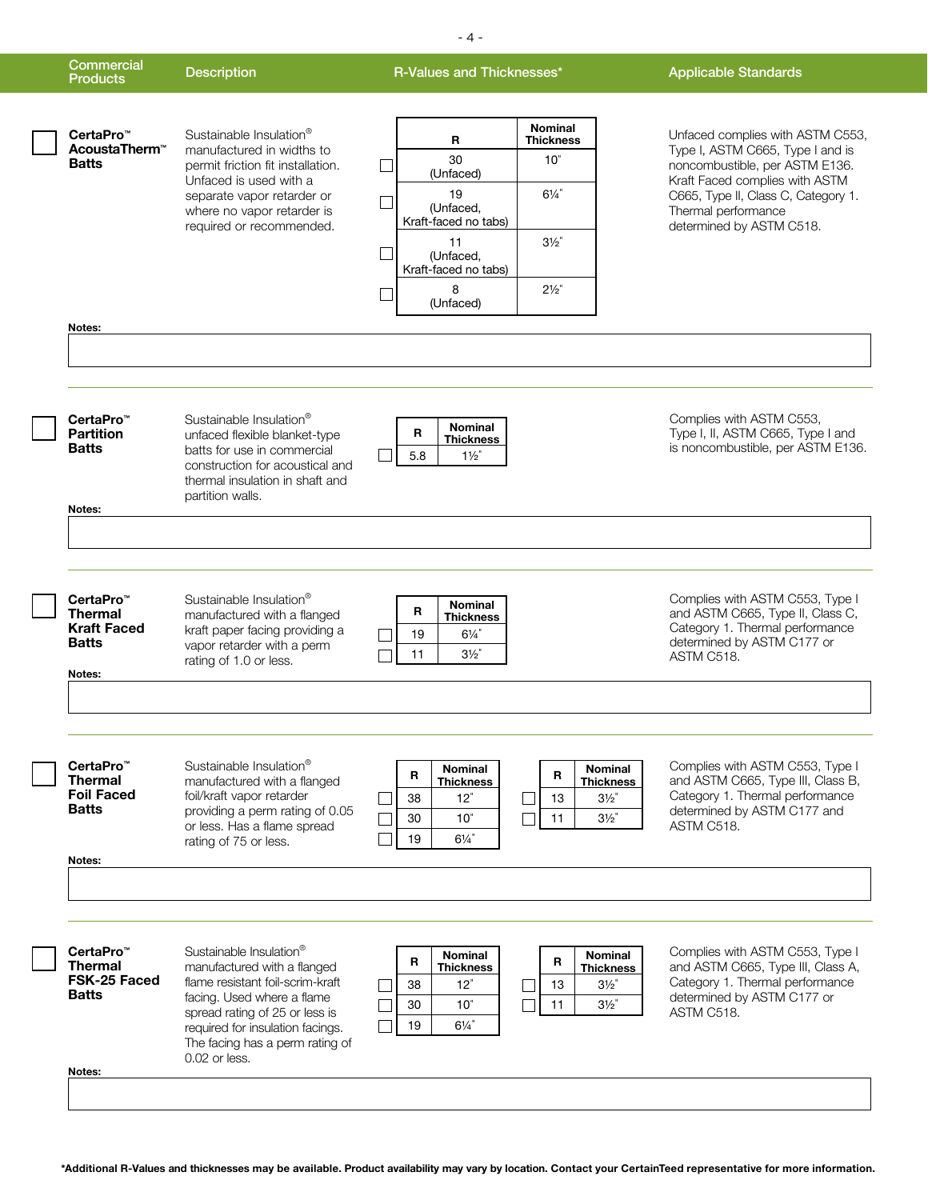| Commercial Products | Description | R-Values and Thicknesses* | Applicable Standards |
|---|---|---|---|

## CertaPro™ AcoustaTherm™ Batts

Sustainable Insulation® manufactured in widths to permit friction fit installation. Unfaced is used with a separate vapor retarder or where no vapor retarder is required or recommended.

| R | Nominal Thickness |
|---|---|
| 30 (Unfaced) | 10" |
| 19 (Unfaced, Kraft-faced no tabs) | 6¼" |
| 11 (Unfaced, Kraft-faced no tabs) | 3½" |
| 8 (Unfaced) | 2½" |

Unfaced complies with ASTM C553, Type I, ASTM C665, Type I and is noncombustible, per ASTM E136. Kraft Faced complies with ASTM C665, Type II, Class C, Category 1. Thermal performance determined by ASTM C518.

**Notes:**

## CertaPro™ Partition Batts

Sustainable Insulation® unfaced flexible blanket-type batts for use in commercial construction for acoustical and thermal insulation in shaft and partition walls.

| R | Nominal Thickness |
|---|---|
| 5.8 | 1½" |

Complies with ASTM C553, Type I, II, ASTM C665, Type I and is noncombustible, per ASTM E136.

**Notes:**

## CertaPro™ Thermal Kraft Faced Batts

Sustainable Insulation® manufactured with a flanged kraft paper facing providing a vapor retarder with a perm rating of 1.0 or less.

| R | Nominal Thickness |
|---|---|
| 19 | 6¼" |
| 11 | 3½" |

Complies with ASTM C553, Type I and ASTM C665, Type II, Class C, Category 1. Thermal performance determined by ASTM C177 or ASTM C518.

**Notes:**

## CertaPro™ Thermal Foil Faced Batts

Sustainable Insulation® manufactured with a flanged foil/kraft vapor retarder providing a perm rating of 0.05 or less. Has a flame spread rating of 75 or less.

| R | Nominal Thickness |
|---|---|
| 38 | 12" |
| 30 | 10" |
| 19 | 6¼" |
| 13 | 3½" |
| 11 | 3½" |

Complies with ASTM C553, Type I and ASTM C665, Type III, Class B, Category 1. Thermal performance determined by ASTM C177 and ASTM C518.

**Notes:**

## CertaPro™ Thermal FSK-25 Faced Batts

Sustainable Insulation® manufactured with a flanged flame resistant foil-scrim-kraft facing. Used where a flame spread rating of 25 or less is required for insulation facings. The facing has a perm rating of 0.02 or less.

| R | Nominal Thickness |
|---|---|
| 38 | 12" |
| 30 | 10" |
| 19 | 6¼" |
| 13 | 3½" |
| 11 | 3½" |

Complies with ASTM C553, Type I and ASTM C665, Type III, Class A, Category 1. Thermal performance determined by ASTM C177 or ASTM C518.

**Notes:**

**\*Additional R-Values and thicknesses may be available. Product availability may vary by location. Contact your CertainTeed representative for more information.**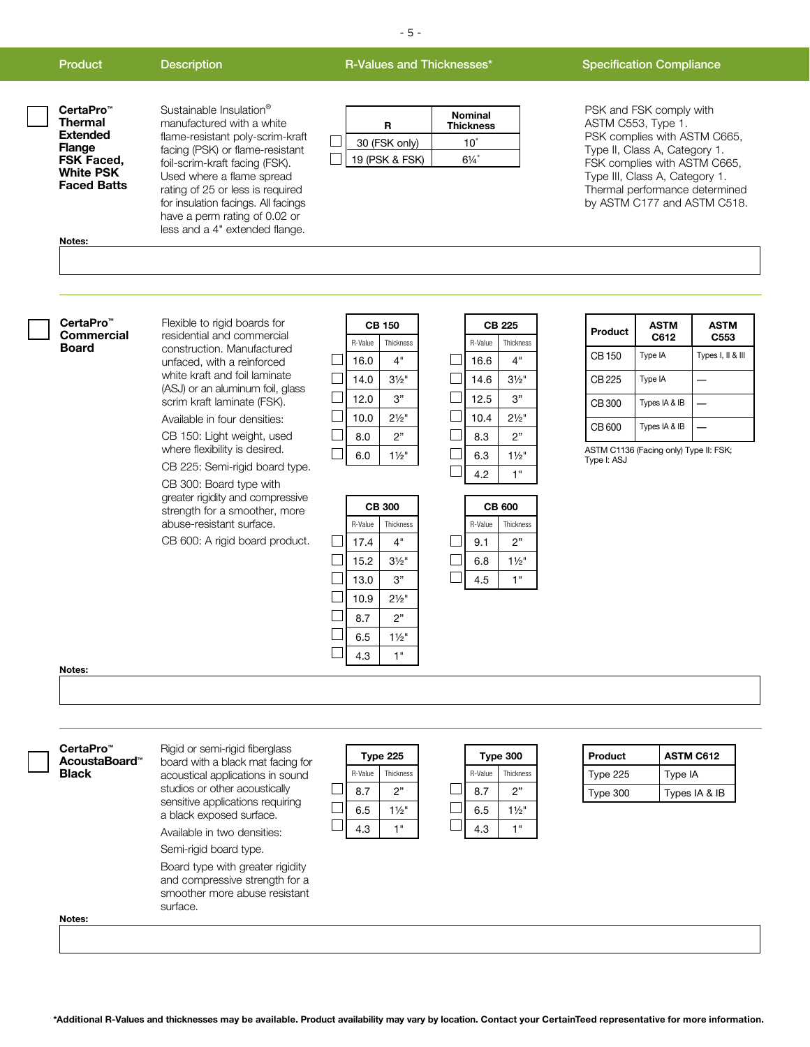| Product | Description | R-Values and Thicknesses* | Specification Compliance |
|---|---|---|---|

### CertaPro™ Thermal Extended Flange FSK Faced, White PSK Faced Batts

Sustainable Insulation® manufactured with a white flame-resistant poly-scrim-kraft facing (PSK) or flame-resistant foil-scrim-kraft facing (FSK). Used where a flame spread rating of 25 or less is required for insulation facings. All facings have a perm rating of 0.02 or less and a 4" extended flange.

| R | Nominal Thickness |
|---|---|
| 30 (FSK only) | 10" |
| 19 (PSK & FSK) | 6¼" |

PSK and FSK comply with ASTM C553, Type 1. PSK complies with ASTM C665, Type II, Class A, Category 1. FSK complies with ASTM C665, Type III, Class A, Category 1. Thermal performance determined by ASTM C177 and ASTM C518.

**Notes:**

---

### CertaPro™ Commercial Board

Flexible to rigid boards for residential and commercial construction. Manufactured unfaced, with a reinforced white kraft and foil laminate (ASJ) or an aluminum foil, glass scrim kraft laminate (FSK).

Available in four densities:

CB 150: Light weight, used where flexibility is desired.

CB 225: Semi-rigid board type.

CB 300: Board type with greater rigidity and compressive strength for a smoother, more abuse-resistant surface.

CB 600: A rigid board product.

**CB 150**

| R-Value | Thickness |
|---|---|
| 16.0 | 4" |
| 14.0 | 3½" |
| 12.0 | 3" |
| 10.0 | 2½" |
| 8.0 | 2" |
| 6.0 | 1½" |

**CB 225**

| R-Value | Thickness |
|---|---|
| 16.6 | 4" |
| 14.6 | 3½" |
| 12.5 | 3" |
| 10.4 | 2½" |
| 8.3 | 2" |
| 6.3 | 1½" |
| 4.2 | 1" |

**CB 300**

| R-Value | Thickness |
|---|---|
| 17.4 | 4" |
| 15.2 | 3½" |
| 13.0 | 3" |
| 10.9 | 2½" |
| 8.7 | 2" |
| 6.5 | 1½" |
| 4.3 | 1" |

**CB 600**

| R-Value | Thickness |
|---|---|
| 9.1 | 2" |
| 6.8 | 1½" |
| 4.5 | 1" |

| Product | ASTM C612 | ASTM C553 |
|---|---|---|
| CB 150 | Type IA | Types I, II & III |
| CB 225 | Type IA | — |
| CB 300 | Types IA & IB | — |
| CB 600 | Types IA & IB | — |

ASTM C1136 (Facing only) Type II: FSK; Type I: ASJ

**Notes:**

---

### CertaPro™ AcoustaBoard™ Black

Rigid or semi-rigid fiberglass board with a black mat facing for acoustical applications in sound studios or other acoustically sensitive applications requiring a black exposed surface.

Available in two densities:

Semi-rigid board type.

Board type with greater rigidity and compressive strength for a smoother more abuse resistant surface.

**Type 225**

| R-Value | Thickness |
|---|---|
| 8.7 | 2" |
| 6.5 | 1½" |
| 4.3 | 1" |

**Type 300**

| R-Value | Thickness |
|---|---|
| 8.7 | 2" |
| 6.5 | 1½" |
| 4.3 | 1" |

| Product | ASTM C612 |
|---|---|
| Type 225 | Type IA |
| Type 300 | Types IA & IB |

**Notes:**

---

**\*Additional R-Values and thicknesses may be available. Product availability may vary by location. Contact your CertainTeed representative for more information.**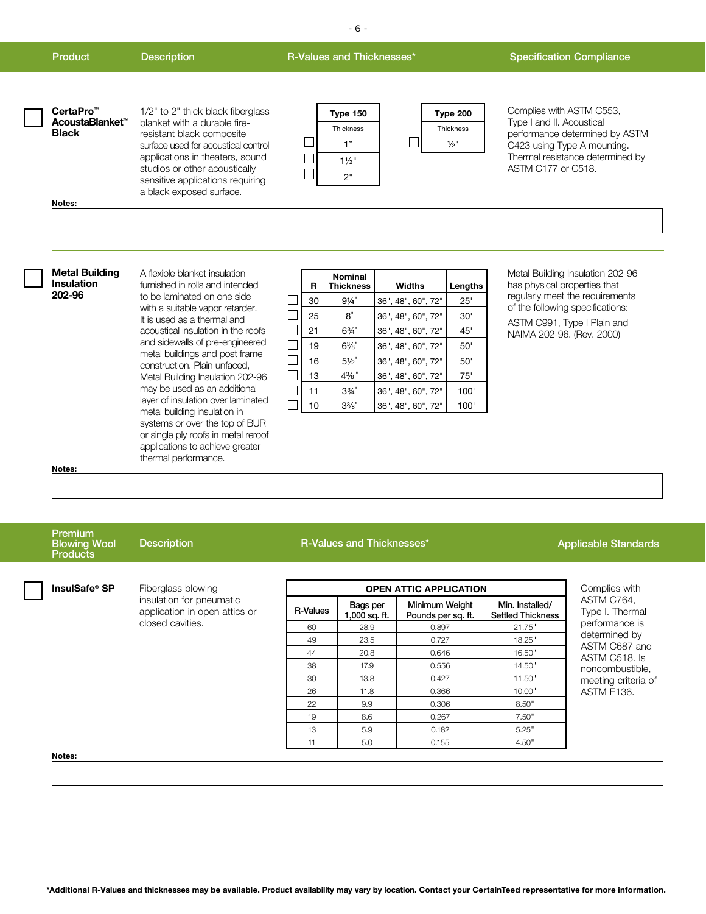| Product | Description | R-Values and Thicknesses* | Specification Compliance |
|---|---|---|---|

## ☐ CertaPro™ AcoustaBlanket™ Black

1/2" to 2" thick black fiberglass blanket with a durable fire-resistant black composite surface used for acoustical control applications in theaters, sound studios or other acoustically sensitive applications requiring a black exposed surface.

| | Type 150 |
|---|---|
| | Thickness |
| ☐ | 1" |
| ☐ | 1½" |
| ☐ | 2" |

| | Type 200 |
|---|---|
| | Thickness |
| ☐ | ½" |

Complies with ASTM C553, Type I and II. Acoustical performance determined by ASTM C423 using Type A mounting. Thermal resistance determined by ASTM C177 or C518.

**Notes:**

---

## ☐ Metal Building Insulation 202-96

A flexible blanket insulation furnished in rolls and intended to be laminated on one side with a suitable vapor retarder. It is used as a thermal and acoustical insulation in the roofs and sidewalls of pre-engineered metal buildings and post frame construction. Plain unfaced, Metal Building Insulation 202-96 may be used as an additional layer of insulation over laminated metal building insulation in systems or over the top of BUR or single ply roofs in metal reroof applications to achieve greater thermal performance.

| | R | Nominal Thickness | Widths | Lengths |
|---|---|---|---|---|
| ☐ | 30 | 9¼" | 36", 48", 60", 72" | 25' |
| ☐ | 25 | 8" | 36", 48", 60", 72" | 30' |
| ☐ | 21 | 6¾" | 36", 48", 60", 72" | 45' |
| ☐ | 19 | 6⅜" | 36", 48", 60", 72" | 50' |
| ☐ | 16 | 5½" | 36", 48", 60", 72" | 50' |
| ☐ | 13 | 4⅜" | 36", 48", 60", 72" | 75' |
| ☐ | 11 | 3¾" | 36", 48", 60", 72" | 100' |
| ☐ | 10 | 3⅜" | 36", 48", 60", 72" | 100' |

Metal Building Insulation 202-96 has physical properties that regularly meet the requirements of the following specifications:

ASTM C991, Type I Plain and NAIMA 202-96. (Rev. 2000)

**Notes:**

---

| Premium Blowing Wool Products | Description | R-Values and Thicknesses* | Applicable Standards |
|---|---|---|---|

## ☐ InsulSafe® SP

Fiberglass blowing insulation for pneumatic application in open attics or closed cavities.

| OPEN ATTIC APPLICATION | | | |
|---|---|---|---|
| R-Values | Bags per 1,000 sq. ft. | Minimum Weight Pounds per sq. ft. | Min. Installed/ Settled Thickness |
| 60 | 28.9 | 0.897 | 21.75" |
| 49 | 23.5 | 0.727 | 18.25" |
| 44 | 20.8 | 0.646 | 16.50" |
| 38 | 17.9 | 0.556 | 14.50" |
| 30 | 13.8 | 0.427 | 11.50" |
| 26 | 11.8 | 0.366 | 10.00" |
| 22 | 9.9 | 0.306 | 8.50" |
| 19 | 8.6 | 0.267 | 7.50" |
| 13 | 5.9 | 0.182 | 5.25" |
| 11 | 5.0 | 0.155 | 4.50" |

Complies with ASTM C764, Type I. Thermal performance is determined by ASTM C687 and ASTM C518. Is noncombustible, meeting criteria of ASTM E136.

**Notes:**

**\*Additional R-Values and thicknesses may be available. Product availability may vary by location. Contact your CertainTeed representative for more information.**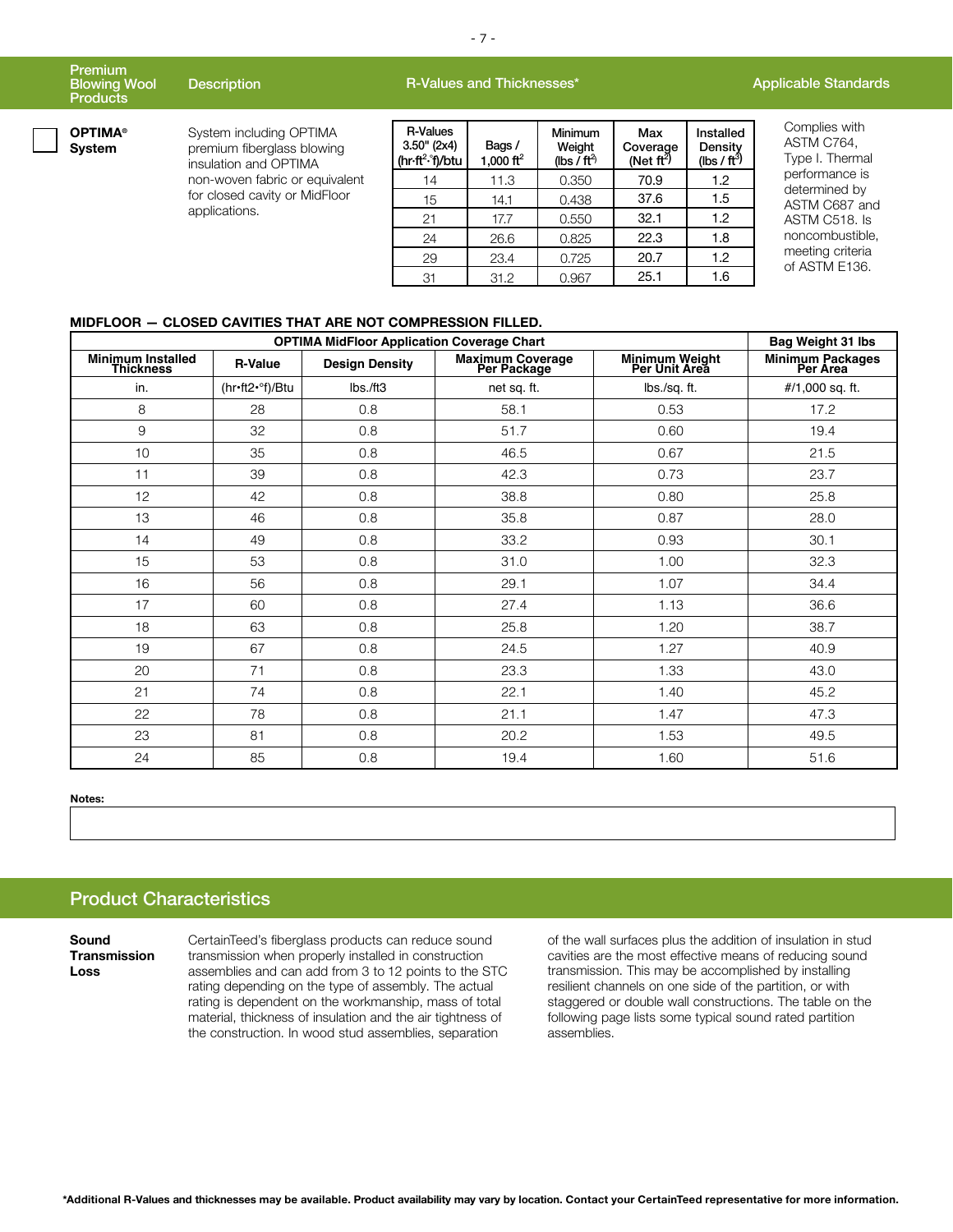| Premium Blowing Wool Products | Description | R-Values and Thicknesses* | Applicable Standards |
|---|---|---|---|
| **OPTIMA® System** | System including OPTIMA premium fiberglass blowing insulation and OPTIMA non-woven fabric or equivalent for closed cavity or MidFloor applications. | (see table below) | Complies with ASTM C764, Type I. Thermal performance is determined by ASTM C687 and ASTM C518. Is noncombustible, meeting criteria of ASTM E136. |

| R-Values 3.50" (2x4) (hr·ft²·°f)/btu | Bags / 1,000 ft² | Minimum Weight (lbs / ft²) | Max Coverage (Net ft²) | Installed Density (lbs / ft³) |
|---|---|---|---|---|
| 14 | 11.3 | 0.350 | 70.9 | 1.2 |
| 15 | 14.1 | 0.438 | 37.6 | 1.5 |
| 21 | 17.7 | 0.550 | 32.1 | 1.2 |
| 24 | 26.6 | 0.825 | 22.3 | 1.8 |
| 29 | 23.4 | 0.725 | 20.7 | 1.2 |
| 31 | 31.2 | 0.967 | 25.1 | 1.6 |

**MIDFLOOR — CLOSED CAVITIES THAT ARE NOT COMPRESSION FILLED.**

| OPTIMA MidFloor Application Coverage Chart | | | | | Bag Weight 31 lbs |
|---|---|---|---|---|---|
| **Minimum Installed Thickness** | **R-Value** | **Design Density** | **Maximum Coverage Per Package** | **Minimum Weight Per Unit Area** | **Minimum Packages Per Area** |
| in. | (hr•ft2•°f)/Btu | lbs./ft3 | net sq. ft. | lbs./sq. ft. | #/1,000 sq. ft. |
| 8 | 28 | 0.8 | 58.1 | 0.53 | 17.2 |
| 9 | 32 | 0.8 | 51.7 | 0.60 | 19.4 |
| 10 | 35 | 0.8 | 46.5 | 0.67 | 21.5 |
| 11 | 39 | 0.8 | 42.3 | 0.73 | 23.7 |
| 12 | 42 | 0.8 | 38.8 | 0.80 | 25.8 |
| 13 | 46 | 0.8 | 35.8 | 0.87 | 28.0 |
| 14 | 49 | 0.8 | 33.2 | 0.93 | 30.1 |
| 15 | 53 | 0.8 | 31.0 | 1.00 | 32.3 |
| 16 | 56 | 0.8 | 29.1 | 1.07 | 34.4 |
| 17 | 60 | 0.8 | 27.4 | 1.13 | 36.6 |
| 18 | 63 | 0.8 | 25.8 | 1.20 | 38.7 |
| 19 | 67 | 0.8 | 24.5 | 1.27 | 40.9 |
| 20 | 71 | 0.8 | 23.3 | 1.33 | 43.0 |
| 21 | 74 | 0.8 | 22.1 | 1.40 | 45.2 |
| 22 | 78 | 0.8 | 21.1 | 1.47 | 47.3 |
| 23 | 81 | 0.8 | 20.2 | 1.53 | 49.5 |
| 24 | 85 | 0.8 | 19.4 | 1.60 | 51.6 |

**Notes:**

## Product Characteristics

**Sound Transmission Loss**

CertainTeed's fiberglass products can reduce sound transmission when properly installed in construction assemblies and can add from 3 to 12 points to the STC rating depending on the type of assembly. The actual rating is dependent on the workmanship, mass of total material, thickness of insulation and the air tightness of the construction. In wood stud assemblies, separation of the wall surfaces plus the addition of insulation in stud cavities are the most effective means of reducing sound transmission. This may be accomplished by installing resilient channels on one side of the partition, or with staggered or double wall constructions. The table on the following page lists some typical sound rated partition assemblies.

**\*Additional R-Values and thicknesses may be available. Product availability may vary by location. Contact your CertainTeed representative for more information.**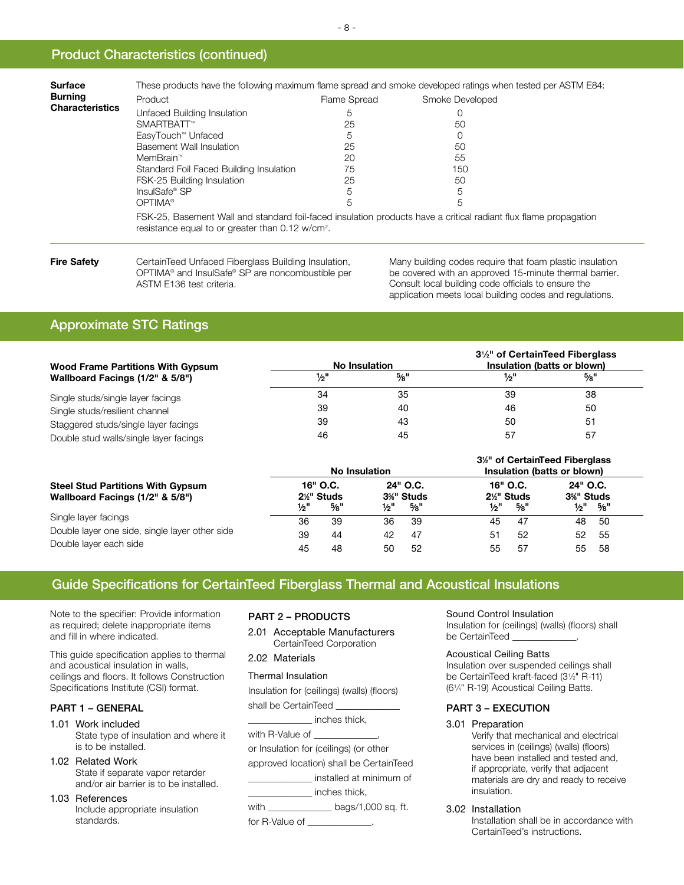## Product Characteristics (continued)

**Surface Burning Characteristics**

These products have the following maximum flame spread and smoke developed ratings when tested per ASTM E84:

| Product | Flame Spread | Smoke Developed |
|---|---|---|
| Unfaced Building Insulation | 5 | 0 |
| SMARTBATT™ | 25 | 50 |
| EasyTouch™ Unfaced | 5 | 0 |
| Basement Wall Insulation | 25 | 50 |
| MemBrain™ | 20 | 55 |
| Standard Foil Faced Building Insulation | 75 | 150 |
| FSK-25 Building Insulation | 25 | 50 |
| InsulSafe® SP | 5 | 5 |
| OPTIMA® | 5 | 5 |

FSK-25, Basement Wall and standard foil-faced insulation products have a critical radiant flux flame propagation resistance equal to or greater than 0.12 w/cm².

**Fire Safety**

CertainTeed Unfaced Fiberglass Building Insulation, OPTIMA® and InsulSafe® SP are noncombustible per ASTM E136 test criteria.

Many building codes require that foam plastic insulation be covered with an approved 15-minute thermal barrier. Consult local building code officials to ensure the application meets local building codes and regulations.

## Approximate STC Ratings

| Wood Frame Partitions With Gypsum Wallboard Facings (1/2" & 5/8") | No Insulation | | 3½" of CertainTeed Fiberglass Insulation (batts or blown) | |
|---|---|---|---|---|
| | ½" | ⅝" | ½" | ⅝" |
| Single studs/single layer facings | 34 | 35 | 39 | 38 |
| Single studs/resilient channel | 39 | 40 | 46 | 50 |
| Staggered studs/single layer facings | 39 | 43 | 50 | 51 |
| Double stud walls/single layer facings | 46 | 45 | 57 | 57 |

| Steel Stud Partitions With Gypsum Wallboard Facings (1/2" & 5/8") | No Insulation | | | | 3½" of CertainTeed Fiberglass Insulation (batts or blown) | | | |
|---|---|---|---|---|---|---|---|---|
| | 16" O.C. 2½" Studs | | 24" O.C. 3⅝" Studs | | 16" O.C. 2½" Studs | | 24" O.C. 3⅝" Studs | |
| | ½" | ⅝" | ½" | ⅝" | ½" | ⅝" | ½" | ⅝" |
| Single layer facings | 36 | 39 | 36 | 39 | 45 | 47 | 48 | 50 |
| Double layer one side, single layer other side | 39 | 44 | 42 | 47 | 51 | 52 | 52 | 55 |
| Double layer each side | 45 | 48 | 50 | 52 | 55 | 57 | 55 | 58 |

## Guide Specifications for CertainTeed Fiberglass Thermal and Acoustical Insulations

Note to the specifier: Provide information as required; delete inappropriate items and fill in where indicated.

This guide specification applies to thermal and acoustical insulation in walls, ceilings and floors. It follows Construction Specifications Institute (CSI) format.

### PART 1 – GENERAL

1.01 Work included
State type of insulation and where it is to be installed.

1.02 Related Work
State if separate vapor retarder and/or air barrier is to be installed.

1.03 References
Include appropriate insulation standards.

### PART 2 – PRODUCTS

2.01 Acceptable Manufacturers
CertainTeed Corporation

2.02 Materials

Thermal Insulation

Insulation for (ceilings) (walls) (floors) shall be CertainTeed ____________ ____________ inches thick, with R-Value of ____________,

or Insulation for (ceilings) (or other approved location) shall be CertainTeed ____________ installed at minimum of ____________ inches thick, with ____________ bags/1,000 sq. ft. for R-Value of ____________.

Sound Control Insulation
Insulation for (ceilings) (walls) (floors) shall be CertainTeed ____________.

Acoustical Ceiling Batts
Insulation over suspended ceilings shall be CertainTeed kraft-faced (3½" R-11) (6¼" R-19) Acoustical Ceiling Batts.

### PART 3 – EXECUTION

3.01 Preparation
Verify that mechanical and electrical services in (ceilings) (walls) (floors) have been installed and tested and, if appropriate, verify that adjacent materials are dry and ready to receive insulation.

3.02 Installation
Installation shall be in accordance with CertainTeed's instructions.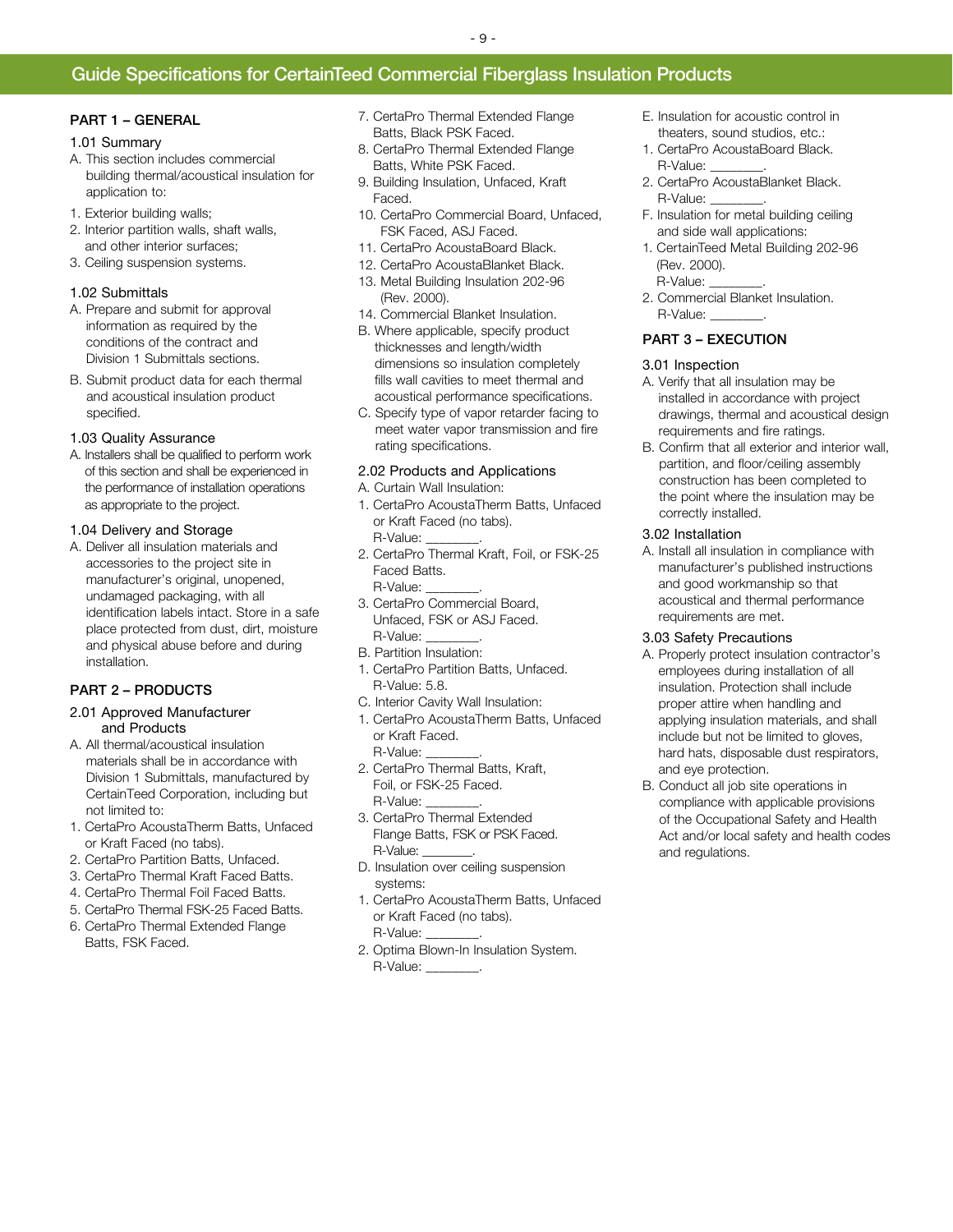# Guide Specifications for CertainTeed Commercial Fiberglass Insulation Products

## PART 1 – GENERAL

### 1.01 Summary

A. This section includes commercial building thermal/acoustical insulation for application to:

1. Exterior building walls;
2. Interior partition walls, shaft walls, and other interior surfaces;
3. Ceiling suspension systems.

### 1.02 Submittals

A. Prepare and submit for approval information as required by the conditions of the contract and Division 1 Submittals sections.

B. Submit product data for each thermal and acoustical insulation product specified.

### 1.03 Quality Assurance

A. Installers shall be qualified to perform work of this section and shall be experienced in the performance of installation operations as appropriate to the project.

### 1.04 Delivery and Storage

A. Deliver all insulation materials and accessories to the project site in manufacturer's original, unopened, undamaged packaging, with all identification labels intact. Store in a safe place protected from dust, dirt, moisture and physical abuse before and during installation.

## PART 2 – PRODUCTS

### 2.01 Approved Manufacturer and Products

A. All thermal/acoustical insulation materials shall be in accordance with Division 1 Submittals, manufactured by CertainTeed Corporation, including but not limited to:

1. CertaPro AcoustaTherm Batts, Unfaced or Kraft Faced (no tabs).
2. CertaPro Partition Batts, Unfaced.
3. CertaPro Thermal Kraft Faced Batts.
4. CertaPro Thermal Foil Faced Batts.
5. CertaPro Thermal FSK-25 Faced Batts.
6. CertaPro Thermal Extended Flange Batts, FSK Faced.
7. CertaPro Thermal Extended Flange Batts, Black PSK Faced.
8. CertaPro Thermal Extended Flange Batts, White PSK Faced.
9. Building Insulation, Unfaced, Kraft Faced.
10. CertaPro Commercial Board, Unfaced, FSK Faced, ASJ Faced.
11. CertaPro AcoustaBoard Black.
12. CertaPro AcoustaBlanket Black.
13. Metal Building Insulation 202-96 (Rev. 2000).
14. Commercial Blanket Insulation.

B. Where applicable, specify product thicknesses and length/width dimensions so insulation completely fills wall cavities to meet thermal and acoustical performance specifications.

C. Specify type of vapor retarder facing to meet water vapor transmission and fire rating specifications.

### 2.02 Products and Applications

A. Curtain Wall Insulation:

1. CertaPro AcoustaTherm Batts, Unfaced or Kraft Faced (no tabs). R-Value: ________.
2. CertaPro Thermal Kraft, Foil, or FSK-25 Faced Batts. R-Value: ________.
3. CertaPro Commercial Board, Unfaced, FSK or ASJ Faced. R-Value: ________.

B. Partition Insulation:

1. CertaPro Partition Batts, Unfaced. R-Value: 5.8.

C. Interior Cavity Wall Insulation:

1. CertaPro AcoustaTherm Batts, Unfaced or Kraft Faced. R-Value: ________.
2. CertaPro Thermal Batts, Kraft, Foil, or FSK-25 Faced. R-Value: ________.
3. CertaPro Thermal Extended Flange Batts, FSK or PSK Faced. R-Value: ________.

D. Insulation over ceiling suspension systems:

1. CertaPro AcoustaTherm Batts, Unfaced or Kraft Faced (no tabs). R-Value: ________.
2. Optima Blown-In Insulation System. R-Value: ________.

E. Insulation for acoustic control in theaters, sound studios, etc.:

1. CertaPro AcoustaBoard Black. R-Value: ________.
2. CertaPro AcoustaBlanket Black. R-Value: ________.

F. Insulation for metal building ceiling and side wall applications:

1. CertainTeed Metal Building 202-96 (Rev. 2000). R-Value: ________.
2. Commercial Blanket Insulation. R-Value: ________.

## PART 3 – EXECUTION

### 3.01 Inspection

A. Verify that all insulation may be installed in accordance with project drawings, thermal and acoustical design requirements and fire ratings.

B. Confirm that all exterior and interior wall, partition, and floor/ceiling assembly construction has been completed to the point where the insulation may be correctly installed.

### 3.02 Installation

A. Install all insulation in compliance with manufacturer's published instructions and good workmanship so that acoustical and thermal performance requirements are met.

### 3.03 Safety Precautions

A. Properly protect insulation contractor's employees during installation of all insulation. Protection shall include proper attire when handling and applying insulation materials, and shall include but not be limited to gloves, hard hats, disposable dust respirators, and eye protection.

B. Conduct all job site operations in compliance with applicable provisions of the Occupational Safety and Health Act and/or local safety and health codes and regulations.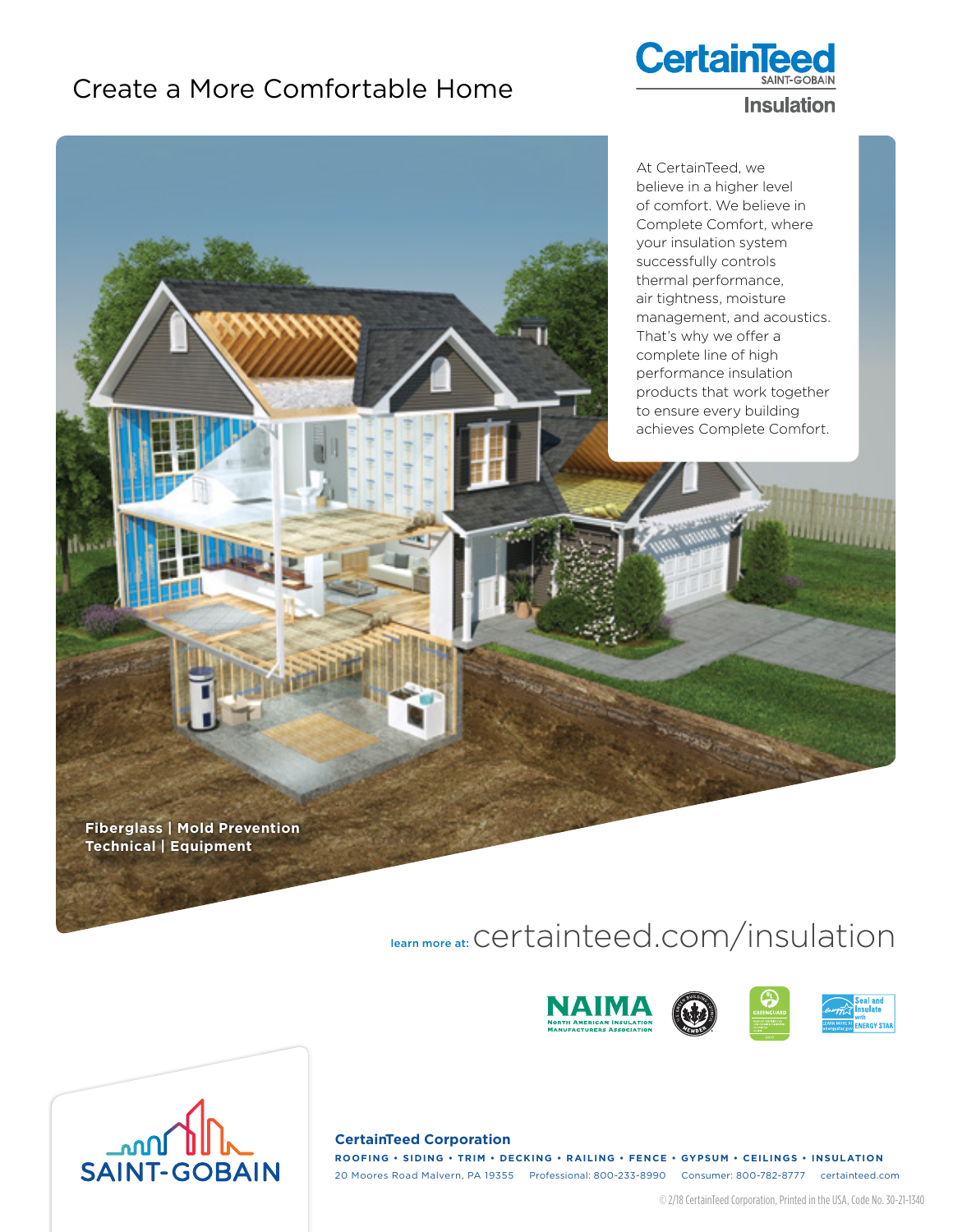# Create a More Comfortable Home

CertainTeed
SAINT-GOBAIN
Insulation

At CertainTeed, we believe in a higher level of comfort. We believe in Complete Comfort, where your insulation system successfully controls thermal performance, air tightness, moisture management, and acoustics. That's why we offer a complete line of high performance insulation products that work together to ensure every building achieves Complete Comfort.

**Fiberglass | Mold Prevention**
**Technical | Equipment**

learn more at: certainteed.com/insulation

NAIMA
North American Insulation Manufacturers Association

SAINT-GOBAIN

**CertainTeed Corporation**

**ROOFING • SIDING • TRIM • DECKING • RAILING • FENCE • GYPSUM • CEILINGS • INSULATION**

20 Moores Road Malvern, PA 19355 Professional: 800-233-8990 Consumer: 800-782-8777 certainteed.com

© 2/18 CertainTeed Corporation, Printed in the USA, Code No. 30-21-1340